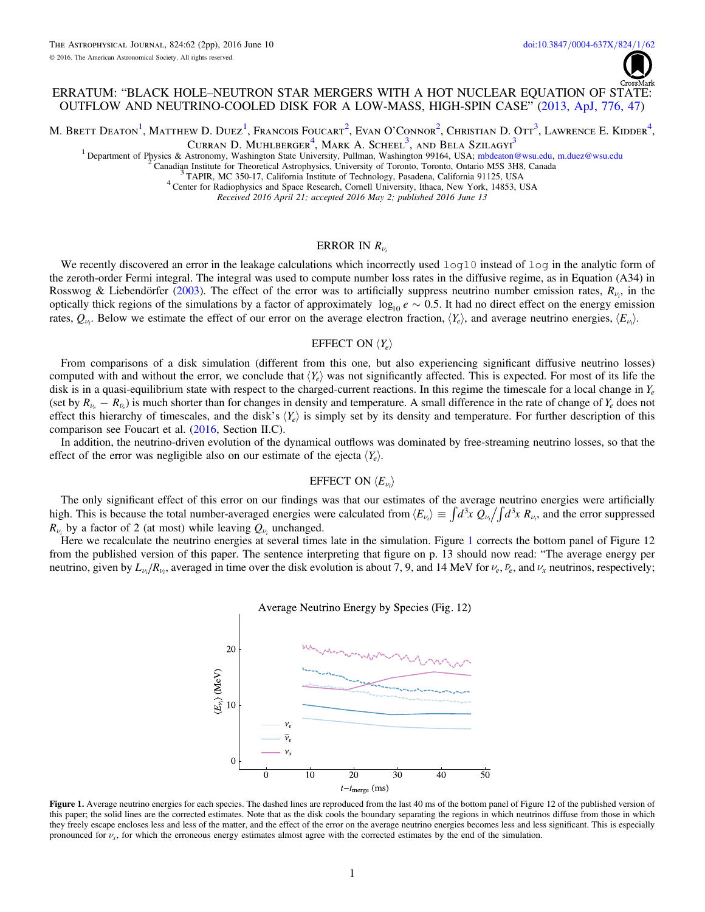# ERRATUM: "BLACK HOLE–NEUTRON STAR MERGERS WITH A HOT NUCLEAR EQUATION OF STATE: OUTFLOW AND NEUTRINO-COOLED DISK FOR A LOW-MASS, HIGH-SPIN CASE" (2013, ApJ, 776, 47)

M. Brett Deaton[1], Matthew D. Duez[1], Francois Foucart[2], Evan O'Connor[2], Christian D. Ott[3], Lawrence E. Kidder[4], Curran D. Muhlberger[4], Mark A. Scheel[3], and Bela Szilagyi[3]

[1] Department of Physics & Astronomy, Washington State University, Pullman, Washington 99164, USA; mbdeaton@wsu.edu, m.duez@wsu.edu

[2] Canadian Institute for Theoretical Astrophysics, University of Toronto, Toronto, Ontario M5S 3H8, Canada

[3] TAPIR, MC 350-17, California Institute of Technology, Pasadena, California 91125, USA

[4] Center for Radiophysics and Space Research, Cornell University, Ithaca, New York, 14853, USA

*Received 2016 April 21; accepted 2016 May 2; published 2016 June 13*

## ERROR IN $R_{\nu_i}$

We recently discovered an error in the leakage calculations which incorrectly used `log10` instead of `log` in the analytic form of the zeroth-order Fermi integral. The integral was used to compute number loss rates in the diffusive regime, as in Equation (A34) in Rosswog & Liebendörfer (2003). The effect of the error was to artificially suppress neutrino number emission rates, $R_{\nu_i}$, in the optically thick regions of the simulations by a factor of approximately $\log_{10} e \sim 0.5$. It had no direct effect on the energy emission rates, $Q_{\nu_i}$. Below we estimate the effect of our error on the average electron fraction, $\langle Y_e \rangle$, and average neutrino energies, $\langle E_{\nu_i} \rangle$.

## EFFECT ON $\langle Y_e \rangle$

From comparisons of a disk simulation (different from this one, but also experiencing significant diffusive neutrino losses) computed with and without the error, we conclude that $\langle Y_e \rangle$ was not significantly affected. This is expected. For most of its life the disk is in a quasi-equilibrium state with respect to the charged-current reactions. In this regime the timescale for a local change in $Y_e$ (set by $R_{\nu_e} - R_{\bar{\nu}_e}$) is much shorter than for changes in density and temperature. A small difference in the rate of change of $Y_e$ does not effect this hierarchy of timescales, and the disk's $\langle Y_e \rangle$ is simply set by its density and temperature. For further description of this comparison see Foucart et al. (2016, Section II.C).

In addition, the neutrino-driven evolution of the dynamical outflows was dominated by free-streaming neutrino losses, so that the effect of the error was negligible also on our estimate of the ejecta $\langle Y_e \rangle$.

## EFFECT ON $\langle E_{\nu_i} \rangle$

The only significant effect of this error on our findings was that our estimates of the average neutrino energies were artificially high. This is because the total number-averaged energies were calculated from $\langle E_{\nu_i} \rangle \equiv \int d^3x\, Q_{\nu_i} \Big/ \int d^3x\, R_{\nu_i}$, and the error suppressed $R_{\nu_i}$ by a factor of 2 (at most) while leaving $Q_{\nu_i}$ unchanged.

Here we recalculate the neutrino energies at several times late in the simulation. Figure 1 corrects the bottom panel of Figure 12 from the published version of this paper. The sentence interpreting that figure on p. 13 should now read: "The average energy per neutrino, given by $L_{\nu_i}/R_{\nu_i}$, averaged in time over the disk evolution is about 7, 9, and 14 MeV for $\nu_e$, $\bar{\nu}_e$, and $\nu_x$ neutrinos, respectively;

**Figure 1.** Average neutrino energies for each species. The dashed lines are reproduced from the last 40 ms of the bottom panel of Figure 12 of the published version of this paper; the solid lines are the corrected estimates. Note that as the disk cools the boundary separating the regions in which neutrinos diffuse from those in which they freely escape encloses less and less of the matter, and the effect of the error on the average neutrino energies becomes less and less significant. This is especially pronounced for $\nu_x$, for which the erroneous energy estimates almost agree with the corrected estimates by the end of the simulation.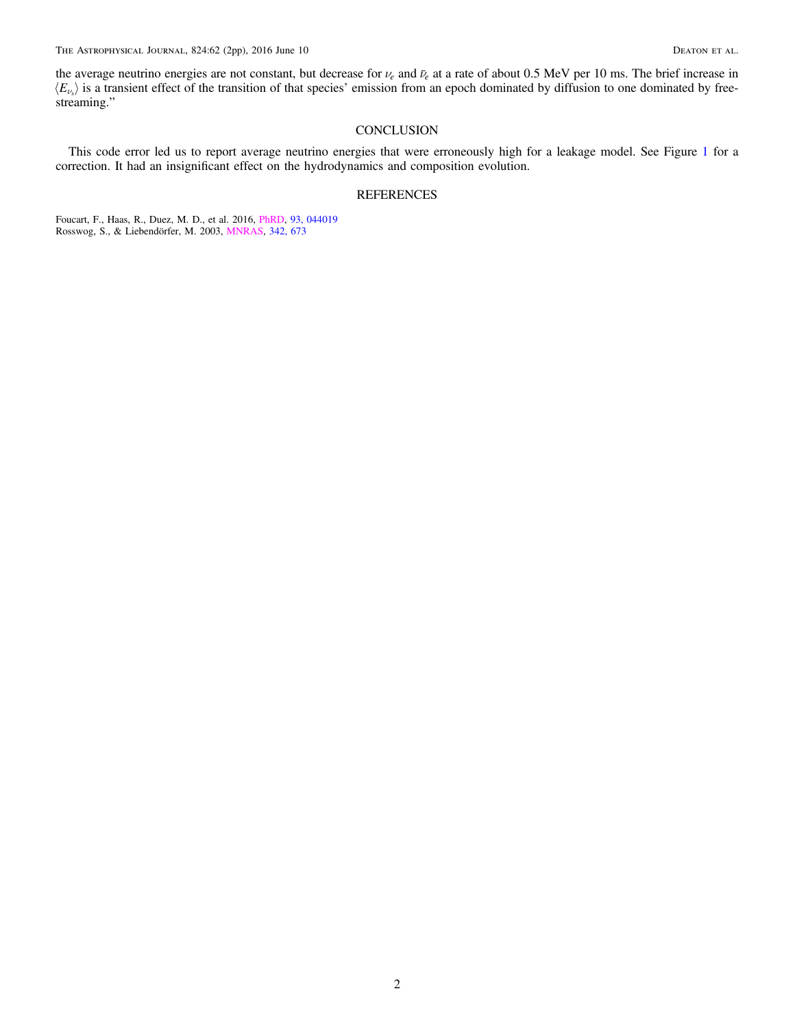the average neutrino energies are not constant, but decrease for $\nu_e$ and $\bar{\nu}_e$ at a rate of about 0.5 MeV per 10 ms. The brief increase in $\langle E_{\nu_x} \rangle$ is a transient effect of the transition of that species' emission from an epoch dominated by diffusion to one dominated by free-streaming."

## CONCLUSION

This code error led us to report average neutrino energies that were erroneously high for a leakage model. See Figure 1 for a correction. It had an insignificant effect on the hydrodynamics and composition evolution.

## REFERENCES

Foucart, F., Haas, R., Duez, M. D., et al. 2016, PhRD, 93, 044019

Rosswog, S., & Liebendörfer, M. 2003, MNRAS, 342, 673